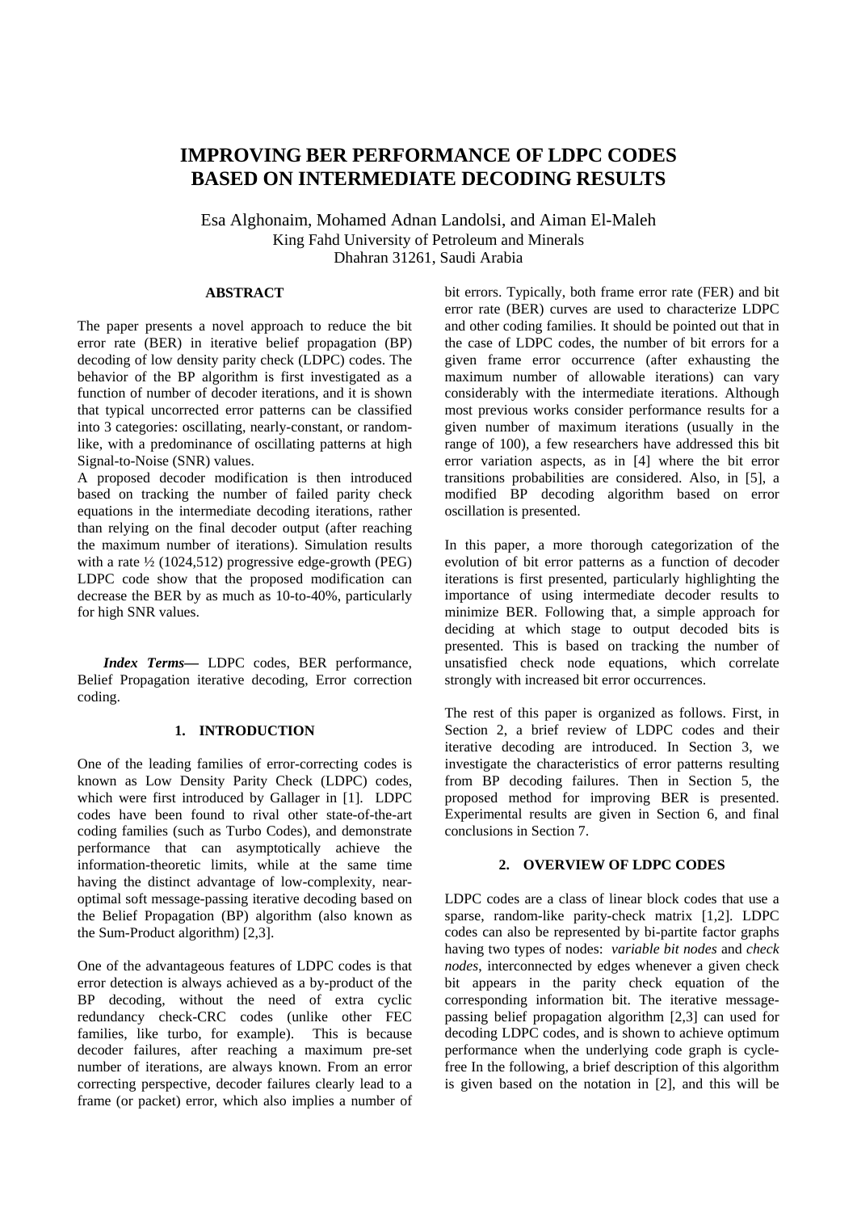# IMPROVING BER PERFORMANCE OF LDPC CODES BASED ON INTERMEDIATE DECODING RESULTS

Esa Alghonaim, Mohamed Adnan Landolsi, and Aiman El-Maleh
King Fahd University of Petroleum and Minerals
Dhahran 31261, Saudi Arabia

## ABSTRACT

The paper presents a novel approach to reduce the bit error rate (BER) in iterative belief propagation (BP) decoding of low density parity check (LDPC) codes. The behavior of the BP algorithm is first investigated as a function of number of decoder iterations, and it is shown that typical uncorrected error patterns can be classified into 3 categories: oscillating, nearly-constant, or random-like, with a predominance of oscillating patterns at high Signal-to-Noise (SNR) values.

A proposed decoder modification is then introduced based on tracking the number of failed parity check equations in the intermediate decoding iterations, rather than relying on the final decoder output (after reaching the maximum number of iterations). Simulation results with a rate ½ (1024,512) progressive edge-growth (PEG) LDPC code show that the proposed modification can decrease the BER by as much as 10-to-40%, particularly for high SNR values.

***Index Terms—*** LDPC codes, BER performance, Belief Propagation iterative decoding, Error correction coding.

## 1. INTRODUCTION

One of the leading families of error-correcting codes is known as Low Density Parity Check (LDPC) codes, which were first introduced by Gallager in [1]. LDPC codes have been found to rival other state-of-the-art coding families (such as Turbo Codes), and demonstrate performance that can asymptotically achieve the information-theoretic limits, while at the same time having the distinct advantage of low-complexity, near-optimal soft message-passing iterative decoding based on the Belief Propagation (BP) algorithm (also known as the Sum-Product algorithm) [2,3].

One of the advantageous features of LDPC codes is that error detection is always achieved as a by-product of the BP decoding, without the need of extra cyclic redundancy check-CRC codes (unlike other FEC families, like turbo, for example). This is because decoder failures, after reaching a maximum pre-set number of iterations, are always known. From an error correcting perspective, decoder failures clearly lead to a frame (or packet) error, which also implies a number of bit errors. Typically, both frame error rate (FER) and bit error rate (BER) curves are used to characterize LDPC and other coding families. It should be pointed out that in the case of LDPC codes, the number of bit errors for a given frame error occurrence (after exhausting the maximum number of allowable iterations) can vary considerably with the intermediate iterations. Although most previous works consider performance results for a given number of maximum iterations (usually in the range of 100), a few researchers have addressed this bit error variation aspects, as in [4] where the bit error transitions probabilities are considered. Also, in [5], a modified BP decoding algorithm based on error oscillation is presented.

In this paper, a more thorough categorization of the evolution of bit error patterns as a function of decoder iterations is first presented, particularly highlighting the importance of using intermediate decoder results to minimize BER. Following that, a simple approach for deciding at which stage to output decoded bits is presented. This is based on tracking the number of unsatisfied check node equations, which correlate strongly with increased bit error occurrences.

The rest of this paper is organized as follows. First, in Section 2, a brief review of LDPC codes and their iterative decoding are introduced. In Section 3, we investigate the characteristics of error patterns resulting from BP decoding failures. Then in Section 5, the proposed method for improving BER is presented. Experimental results are given in Section 6, and final conclusions in Section 7.

## 2. OVERVIEW OF LDPC CODES

LDPC codes are a class of linear block codes that use a sparse, random-like parity-check matrix [1,2]. LDPC codes can also be represented by bi-partite factor graphs having two types of nodes: *variable bit nodes* and *check nodes*, interconnected by edges whenever a given check bit appears in the parity check equation of the corresponding information bit. The iterative message-passing belief propagation algorithm [2,3] can used for decoding LDPC codes, and is shown to achieve optimum performance when the underlying code graph is cycle-free In the following, a brief description of this algorithm is given based on the notation in [2], and this will be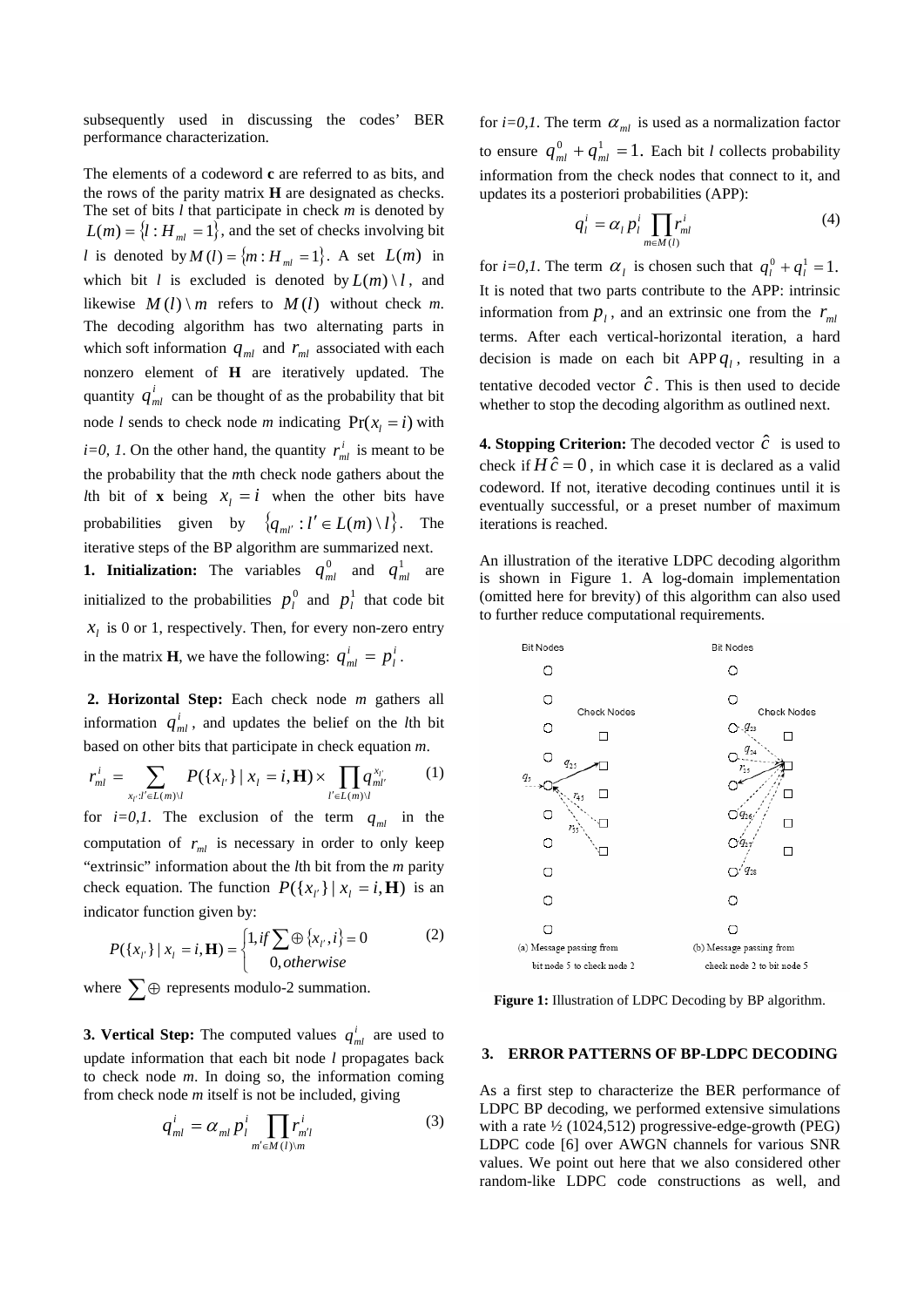subsequently used in discussing the codes' BER performance characterization.

The elements of a codeword **c** are referred to as bits, and the rows of the parity matrix **H** are designated as checks. The set of bits $l$ that participate in check $m$ is denoted by $L(m)=\{l: H_{ml}=1\}$, and the set of checks involving bit $l$ is denoted by $M(l)=\{m: H_{ml}=1\}$. A set $L(m)$ in which bit $l$ is excluded is denoted by $L(m)\setminus l$, and likewise $M(l)\setminus m$ refers to $M(l)$ without check $m$. The decoding algorithm has two alternating parts in which soft information $q_{ml}$ and $r_{ml}$ associated with each nonzero element of **H** are iteratively updated. The quantity $q^i_{ml}$ can be thought of as the probability that bit node $l$ sends to check node $m$ indicating $\Pr(x_l = i)$ with $i=0, 1$. On the other hand, the quantity $r^i_{ml}$ is meant to be the probability that the $m$th check node gathers about the $l$th bit of **x** being $x_l = i$ when the other bits have probabilities given by $\{q_{ml'}: l' \in L(m)\setminus l\}$. The iterative steps of the BP algorithm are summarized next.

**1. Initialization:** The variables $q^0_{ml}$ and $q^1_{ml}$ are initialized to the probabilities $p^0_l$ and $p^1_l$ that code bit $x_l$ is 0 or 1, respectively. Then, for every non-zero entry in the matrix **H**, we have the following: $q^i_{ml} = p^i_l$.

**2. Horizontal Step:** Each check node $m$ gathers all information $q^i_{ml}$, and updates the belief on the $l$th bit based on other bits that participate in check equation $m$.

$$r^i_{ml} = \sum_{x_{l'}:l' \in L(m)\setminus l} P(\{x_{l'}\} \mid x_l = i, \mathbf{H}) \times \prod_{l' \in L(m)\setminus l} q^{x_{l'}}_{ml'} \tag{1}$$

for $i=0,1$. The exclusion of the term $q_{ml}$ in the computation of $r_{ml}$ is necessary in order to only keep "extrinsic" information about the $l$th bit from the $m$ parity check equation. The function $P(\{x_{l'}\} \mid x_l = i, \mathbf{H})$ is an indicator function given by:

$$P(\{x_{l'}\} \mid x_l = i, \mathbf{H}) = \begin{cases} 1, if \sum \oplus \{x_{l'}, i\} = 0 \\ 0, otherwise \end{cases} \tag{2}$$

where $\sum\oplus$ represents modulo-2 summation.

**3. Vertical Step:** The computed values $q^i_{ml}$ are used to update information that each bit node $l$ propagates back to check node $m$. In doing so, the information coming from check node $m$ itself is not be included, giving

$$q^i_{ml} = \alpha_{ml}\, p^i_l \prod_{m' \in M(l)\setminus m} r^i_{m'l} \tag{3}$$

for $i=0,1$. The term $\alpha_{ml}$ is used as a normalization factor to ensure $q^0_{ml} + q^1_{ml} = 1$. Each bit $l$ collects probability information from the check nodes that connect to it, and updates its a posteriori probabilities (APP):

$$q^i_l = \alpha_l\, p^i_l \prod_{m \in M(l)} r^i_{ml} \tag{4}$$

for $i=0,1$. The term $\alpha_l$ is chosen such that $q^0_l + q^1_l = 1$. It is noted that two parts contribute to the APP: intrinsic information from $p_l$, and an extrinsic one from the $r_{ml}$ terms. After each vertical-horizontal iteration, a hard decision is made on each bit APP $q_l$, resulting in a tentative decoded vector $\hat{c}$. This is then used to decide whether to stop the decoding algorithm as outlined next.

**4. Stopping Criterion:** The decoded vector $\hat{c}$ is used to check if $H\hat{c} = 0$, in which case it is declared as a valid codeword. If not, iterative decoding continues until it is eventually successful, or a preset number of maximum iterations is reached.

An illustration of the iterative LDPC decoding algorithm is shown in Figure 1. A log-domain implementation (omitted here for brevity) of this algorithm can also used to further reduce computational requirements.

**Figure 1:** Illustration of LDPC Decoding by BP algorithm.

## 3. ERROR PATTERNS OF BP-LDPC DECODING

As a first step to characterize the BER performance of LDPC BP decoding, we performed extensive simulations with a rate ½ (1024,512) progressive-edge-growth (PEG) LDPC code [6] over AWGN channels for various SNR values. We point out here that we also considered other random-like LDPC code constructions as well, and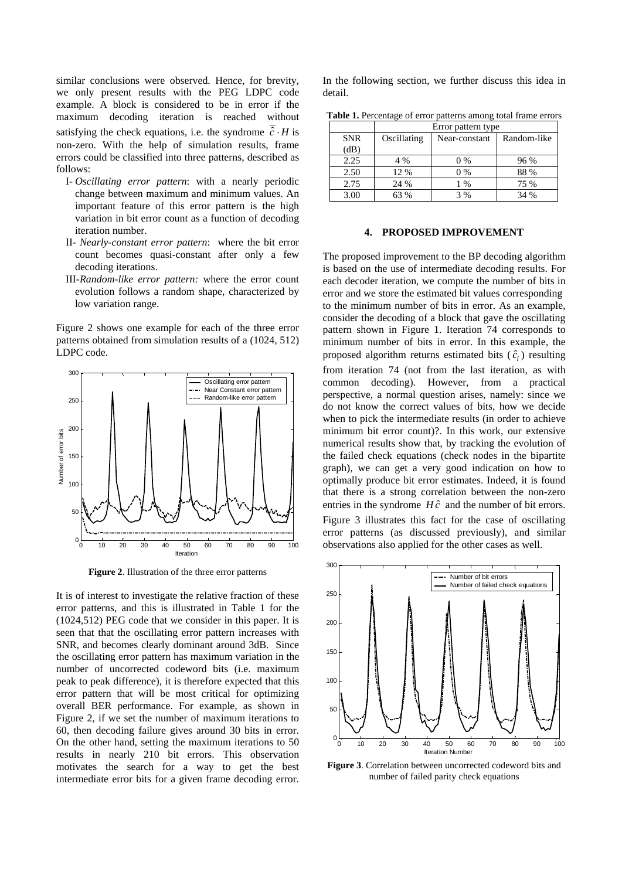similar conclusions were observed. Hence, for brevity, we only present results with the PEG LDPC code example. A block is considered to be in error if the maximum decoding iteration is reached without satisfying the check equations, i.e. the syndrome $\bar{\hat{c}} \cdot H$ is non-zero. With the help of simulation results, frame errors could be classified into three patterns, described as follows:

- I- *Oscillating error pattern*: with a nearly periodic change between maximum and minimum values. An important feature of this error pattern is the high variation in bit error count as a function of decoding iteration number.
- II- *Nearly-constant error pattern*: where the bit error count becomes quasi-constant after only a few decoding iterations.
- III- *Random-like error pattern:* where the error count evolution follows a random shape, characterized by low variation range.

Figure 2 shows one example for each of the three error patterns obtained from simulation results of a (1024, 512) LDPC code.

**Figure 2**. Illustration of the three error patterns

It is of interest to investigate the relative fraction of these error patterns, and this is illustrated in Table 1 for the (1024,512) PEG code that we consider in this paper. It is seen that that the oscillating error pattern increases with SNR, and becomes clearly dominant around 3dB. Since the oscillating error pattern has maximum variation in the number of uncorrected codeword bits (i.e. maximum peak to peak difference), it is therefore expected that this error pattern that will be most critical for optimizing overall BER performance. For example, as shown in Figure 2, if we set the number of maximum iterations to 60, then decoding failure gives around 30 bits in error. On the other hand, setting the maximum iterations to 50 results in nearly 210 bit errors. This observation motivates the search for a way to get the best intermediate error bits for a given frame decoding error. In the following section, we further discuss this idea in detail.

**Table 1.** Percentage of error patterns among total frame errors

| SNR (dB) | Error pattern type | | |
|---|---|---|---|
| | Oscillating | Near-constant | Random-like |
| 2.25 | 4 % | 0 % | 96 % |
| 2.50 | 12 % | 0 % | 88 % |
| 2.75 | 24 % | 1 % | 75 % |
| 3.00 | 63 % | 3 % | 34 % |

## 4. PROPOSED IMPROVEMENT

The proposed improvement to the BP decoding algorithm is based on the use of intermediate decoding results. For each decoder iteration, we compute the number of bits in error and we store the estimated bit values corresponding to the minimum number of bits in error. As an example, consider the decoding of a block that gave the oscillating pattern shown in Figure 1. Iteration 74 corresponds to minimum number of bits in error. In this example, the proposed algorithm returns estimated bits ($\hat{c}_i$) resulting from iteration 74 (not from the last iteration, as with common decoding). However, from a practical perspective, a normal question arises, namely: since we do not know the correct values of bits, how we decide when to pick the intermediate results (in order to achieve minimum bit error count)?. In this work, our extensive numerical results show that, by tracking the evolution of the failed check equations (check nodes in the bipartite graph), we can get a very good indication on how to optimally produce bit error estimates. Indeed, it is found that there is a strong correlation between the non-zero entries in the syndrome $H\hat{c}$ and the number of bit errors. Figure 3 illustrates this fact for the case of oscillating error patterns (as discussed previously), and similar observations also applied for the other cases as well.

**Figure 3**. Correlation between uncorrected codeword bits and number of failed parity check equations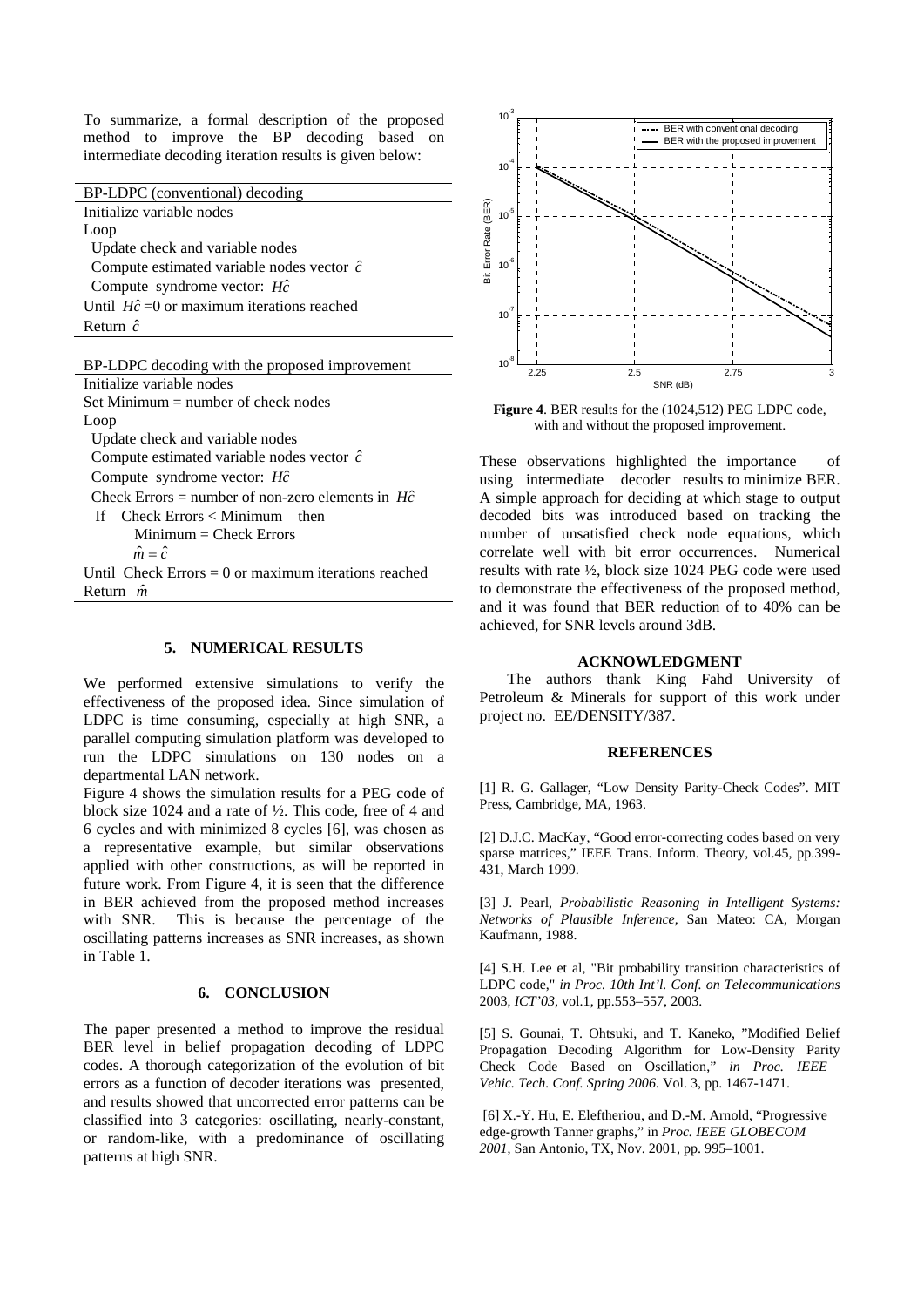To summarize, a formal description of the proposed method to improve the BP decoding based on intermediate decoding iteration results is given below:

```
BP-LDPC (conventional) decoding
Initialize variable nodes
Loop
  Update check and variable nodes
  Compute estimated variable nodes vector ĉ
  Compute syndrome vector: Hĉ
Until Hĉ=0 or maximum iterations reached
Return ĉ
```

```
BP-LDPC decoding with the proposed improvement
Initialize variable nodes
Set Minimum = number of check nodes
Loop
  Update check and variable nodes
  Compute estimated variable nodes vector ĉ
  Compute syndrome vector: Hĉ
  Check Errors = number of non-zero elements in Hĉ
  If  Check Errors < Minimum  then
       Minimum = Check Errors
       m̂ = ĉ
Until Check Errors = 0 or maximum iterations reached
Return m̂
```

## 5. NUMERICAL RESULTS

We performed extensive simulations to verify the effectiveness of the proposed idea. Since simulation of LDPC is time consuming, especially at high SNR, a parallel computing simulation platform was developed to run the LDPC simulations on 130 nodes on a departmental LAN network.

Figure 4 shows the simulation results for a PEG code of block size 1024 and a rate of ½. This code, free of 4 and 6 cycles and with minimized 8 cycles [6], was chosen as a representative example, but similar observations applied with other constructions, as will be reported in future work. From Figure 4, it is seen that the difference in BER achieved from the proposed method increases with SNR. This is because the percentage of the oscillating patterns increases as SNR increases, as shown in Table 1.

Bit Error Rate (BER)
$10^{-3}$
$10^{-4}$
$10^{-5}$
$10^{-6}$
$10^{-7}$
$10^{-8}$
2.25
2.5
2.75
3
SNR (dB)
BER with conventional decoding
BER with the proposed improvement

**Figure 4**. BER results for the (1024,512) PEG LDPC code, with and without the proposed improvement.

## 6. CONCLUSION

The paper presented a method to improve the residual BER level in belief propagation decoding of LDPC codes. A thorough categorization of the evolution of bit errors as a function of decoder iterations was presented, and results showed that uncorrected error patterns can be classified into 3 categories: oscillating, nearly-constant, or random-like, with a predominance of oscillating patterns at high SNR.

These observations highlighted the importance of using intermediate decoder results to minimize BER. A simple approach for deciding at which stage to output decoded bits was introduced based on tracking the number of unsatisfied check node equations, which correlate well with bit error occurrences. Numerical results with rate ½, block size 1024 PEG code were used to demonstrate the effectiveness of the proposed method, and it was found that BER reduction of to 40% can be achieved, for SNR levels around 3dB.

## ACKNOWLEDGMENT

The authors thank King Fahd University of Petroleum & Minerals for support of this work under project no. EE/DENSITY/387.

## REFERENCES

[1] R. G. Gallager, "Low Density Parity-Check Codes". MIT Press, Cambridge, MA, 1963.

[2] D.J.C. MacKay, "Good error-correcting codes based on very sparse matrices," IEEE Trans. Inform. Theory, vol.45, pp.399-431, March 1999.

[3] J. Pearl, *Probabilistic Reasoning in Intelligent Systems: Networks of Plausible Inference*, San Mateo: CA, Morgan Kaufmann, 1988.

[4] S.H. Lee et al, "Bit probability transition characteristics of LDPC code," *in Proc. 10th Int'l. Conf. on Telecommunications* 2003, *ICT'03*, vol.1, pp.553–557, 2003.

[5] S. Gounai, T. Ohtsuki, and T. Kaneko, "Modified Belief Propagation Decoding Algorithm for Low-Density Parity Check Code Based on Oscillation," *in Proc. IEEE Vehic. Tech. Conf. Spring 2006*. Vol. 3, pp. 1467-1471.

[6] X.-Y. Hu, E. Eleftheriou, and D.-M. Arnold, "Progressive edge-growth Tanner graphs," in *Proc. IEEE GLOBECOM 2001*, San Antonio, TX, Nov. 2001, pp. 995–1001.